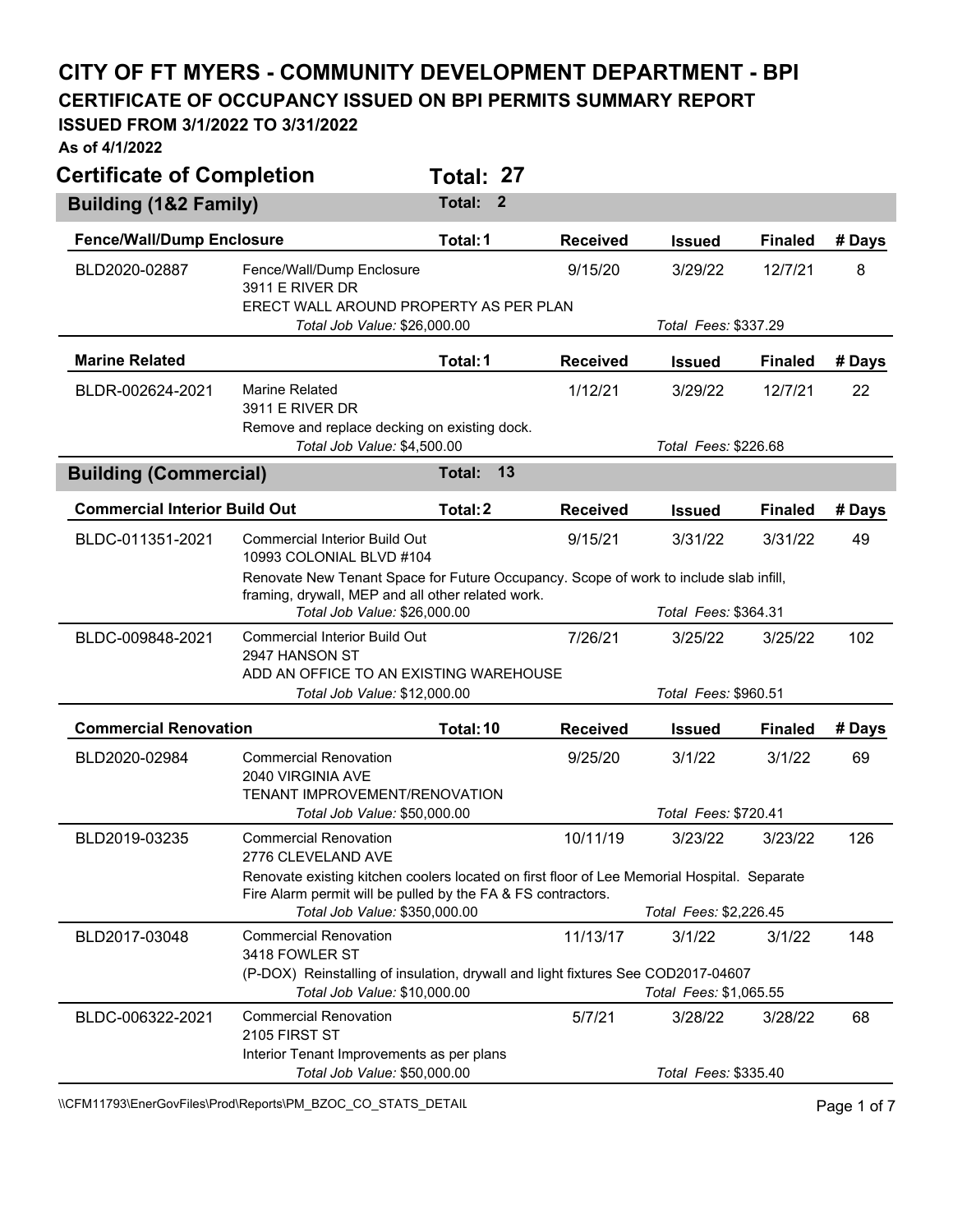# CITY OF FT MYERS - COMMUNITY DEVELOPMENT DEPARTMENT - BPI

## CERTIFICATE OF OCCUPANCY ISSUED ON BPI PERMITS SUMMARY REPORT

### ISSUED FROM 3/1/2022 TO 3/31/2022

**As of 4/1/2022**

## Certificate of Completion — Total: 27

### Building (1&2 Family) — Total: 2

#### Fence/Wall/Dump Enclosure — Total: 1

| Permit | Description | Received | Issued | Finaled | # Days |
|---|---|---|---|---|---|
| BLD2020-02887 | Fence/Wall/Dump Enclosure<br>3911 E RIVER DR<br>ERECT WALL AROUND PROPERTY AS PER PLAN<br>*Total Job Value:* $26,000.00 — *Total Fees:* $337.29 | 9/15/20 | 3/29/22 | 12/7/21 | 8 |

#### Marine Related — Total: 1

| Permit | Description | Received | Issued | Finaled | # Days |
|---|---|---|---|---|---|
| BLDR-002624-2021 | Marine Related<br>3911 E RIVER DR<br>Remove and replace decking on existing dock.<br>*Total Job Value:* $4,500.00 — *Total Fees:* $226.68 | 1/12/21 | 3/29/22 | 12/7/21 | 22 |

### Building (Commercial) — Total: 13

#### Commercial Interior Build Out — Total: 2

| Permit | Description | Received | Issued | Finaled | # Days |
|---|---|---|---|---|---|
| BLDC-011351-2021 | Commercial Interior Build Out<br>10993 COLONIAL BLVD #104<br>Renovate New Tenant Space for Future Occupancy. Scope of work to include slab infill, framing, drywall, MEP and all other related work.<br>*Total Job Value:* $26,000.00 — *Total Fees:* $364.31 | 9/15/21 | 3/31/22 | 3/31/22 | 49 |
| BLDC-009848-2021 | Commercial Interior Build Out<br>2947 HANSON ST<br>ADD AN OFFICE TO AN EXISTING WAREHOUSE<br>*Total Job Value:* $12,000.00 — *Total Fees:* $960.51 | 7/26/21 | 3/25/22 | 3/25/22 | 102 |

#### Commercial Renovation — Total: 10

| Permit | Description | Received | Issued | Finaled | # Days |
|---|---|---|---|---|---|
| BLD2020-02984 | Commercial Renovation<br>2040 VIRGINIA AVE<br>TENANT IMPROVEMENT/RENOVATION<br>*Total Job Value:* $50,000.00 — *Total Fees:* $720.41 | 9/25/20 | 3/1/22 | 3/1/22 | 69 |
| BLD2019-03235 | Commercial Renovation<br>2776 CLEVELAND AVE<br>Renovate existing kitchen coolers located on first floor of Lee Memorial Hospital. Separate Fire Alarm permit will be pulled by the FA & FS contractors.<br>*Total Job Value:* $350,000.00 — *Total Fees:* $2,226.45 | 10/11/19 | 3/23/22 | 3/23/22 | 126 |
| BLD2017-03048 | Commercial Renovation<br>3418 FOWLER ST<br>(P-DOX) Reinstalling of insulation, drywall and light fixtures See COD2017-04607<br>*Total Job Value:* $10,000.00 — *Total Fees:* $1,065.55 | 11/13/17 | 3/1/22 | 3/1/22 | 148 |
| BLDC-006322-2021 | Commercial Renovation<br>2105 FIRST ST<br>Interior Tenant Improvements as per plans<br>*Total Job Value:* $50,000.00 — *Total Fees:* $335.40 | 5/7/21 | 3/28/22 | 3/28/22 | 68 |

\\CFM11793\EnerGovFiles\Prod\Reports\PM_BZOC_CO_STATS_DETAIL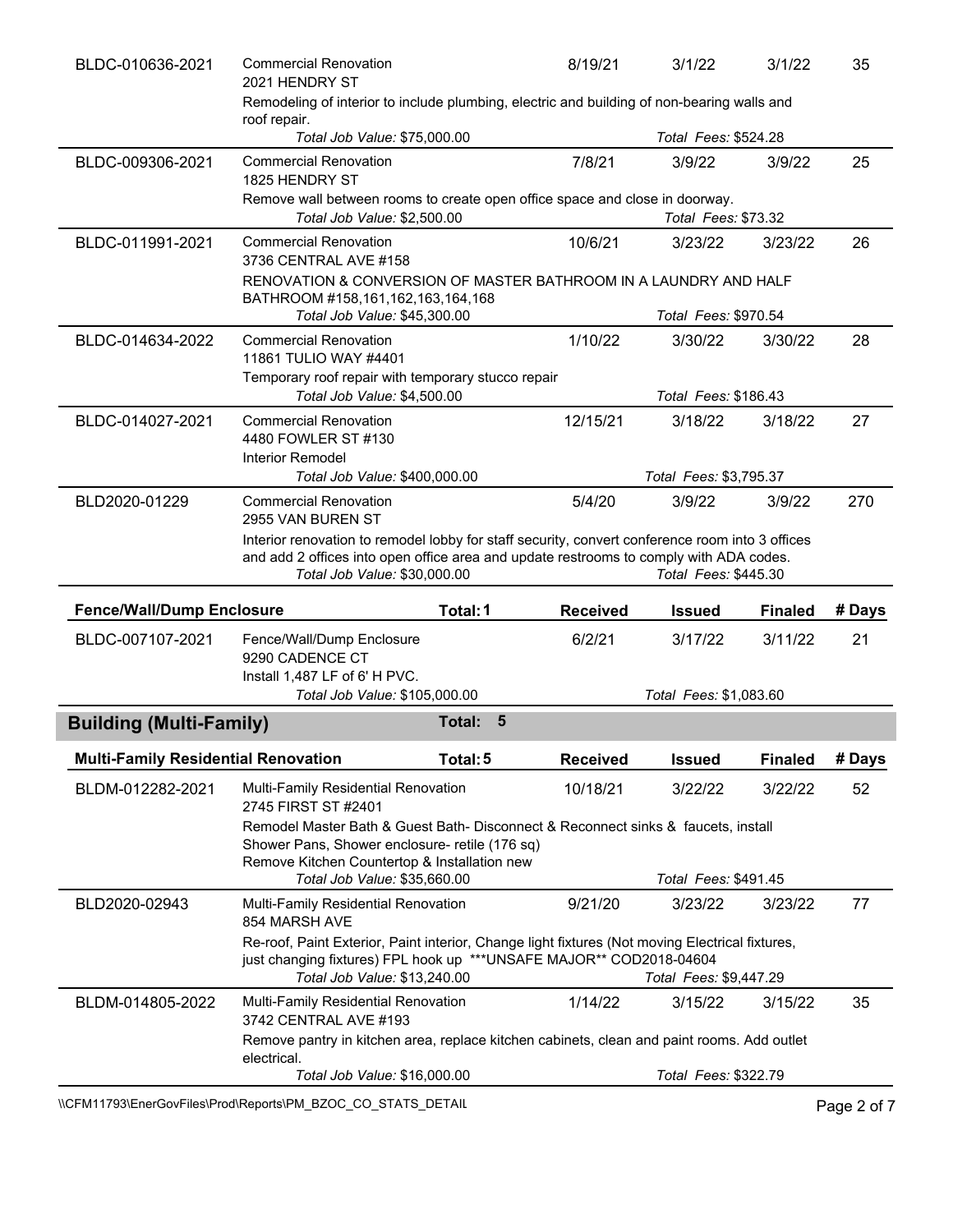| Permit | Description | Received | Issued | Finaled | # Days |
|---|---|---|---|---|---|
| BLDC-010636-2021 | Commercial Renovation<br>2021 HENDRY ST<br>Remodeling of interior to include plumbing, electric and building of non-bearing walls and roof repair.<br>*Total Job Value:* $75,000.00 — *Total Fees:* $524.28 | 8/19/21 | 3/1/22 | 3/1/22 | 35 |
| BLDC-009306-2021 | Commercial Renovation<br>1825 HENDRY ST<br>Remove wall between rooms to create open office space and close in doorway.<br>*Total Job Value:* $2,500.00 — *Total Fees:* $73.32 | 7/8/21 | 3/9/22 | 3/9/22 | 25 |
| BLDC-011991-2021 | Commercial Renovation<br>3736 CENTRAL AVE #158<br>RENOVATION & CONVERSION OF MASTER BATHROOM IN A LAUNDRY AND HALF BATHROOM #158,161,162,163,164,168<br>*Total Job Value:* $45,300.00 — *Total Fees:* $970.54 | 10/6/21 | 3/23/22 | 3/23/22 | 26 |
| BLDC-014634-2022 | Commercial Renovation<br>11861 TULIO WAY #4401<br>Temporary roof repair with temporary stucco repair<br>*Total Job Value:* $4,500.00 — *Total Fees:* $186.43 | 1/10/22 | 3/30/22 | 3/30/22 | 28 |
| BLDC-014027-2021 | Commercial Renovation<br>4480 FOWLER ST #130<br>Interior Remodel<br>*Total Job Value:* $400,000.00 — *Total Fees:* $3,795.37 | 12/15/21 | 3/18/22 | 3/18/22 | 27 |
| BLD2020-01229 | Commercial Renovation<br>2955 VAN BUREN ST<br>Interior renovation to remodel lobby for staff security, convert conference room into 3 offices and add 2 offices into open office area and update restrooms to comply with ADA codes.<br>*Total Job Value:* $30,000.00 — *Total Fees:* $445.30 | 5/4/20 | 3/9/22 | 3/9/22 | 270 |

| **Fence/Wall/Dump Enclosure** | **Total: 1** | **Received** | **Issued** | **Finaled** | **# Days** |
|---|---|---|---|---|---|
| BLDC-007107-2021 | Fence/Wall/Dump Enclosure<br>9290 CADENCE CT<br>Install 1,487 LF of 6' H PVC.<br>*Total Job Value:* $105,000.00 — *Total Fees:* $1,083.60 | 6/2/21 | 3/17/22 | 3/11/22 | 21 |

## Building (Multi-Family) — Total: 5

| **Multi-Family Residential Renovation** | **Total: 5** | **Received** | **Issued** | **Finaled** | **# Days** |
|---|---|---|---|---|---|
| BLDM-012282-2021 | Multi-Family Residential Renovation<br>2745 FIRST ST #2401<br>Remodel Master Bath & Guest Bath- Disconnect & Reconnect sinks & faucets, install Shower Pans, Shower enclosure- retile (176 sq)<br>Remove Kitchen Countertop & Installation new<br>*Total Job Value:* $35,660.00 — *Total Fees:* $491.45 | 10/18/21 | 3/22/22 | 3/22/22 | 52 |
| BLD2020-02943 | Multi-Family Residential Renovation<br>854 MARSH AVE<br>Re-roof, Paint Exterior, Paint interior, Change light fixtures (Not moving Electrical fixtures, just changing fixtures) FPL hook up ***UNSAFE MAJOR** COD2018-04604<br>*Total Job Value:* $13,240.00 — *Total Fees:* $9,447.29 | 9/21/20 | 3/23/22 | 3/23/22 | 77 |
| BLDM-014805-2022 | Multi-Family Residential Renovation<br>3742 CENTRAL AVE #193<br>Remove pantry in kitchen area, replace kitchen cabinets, clean and paint rooms. Add outlet electrical.<br>*Total Job Value:* $16,000.00 — *Total Fees:* $322.79 | 1/14/22 | 3/15/22 | 3/15/22 | 35 |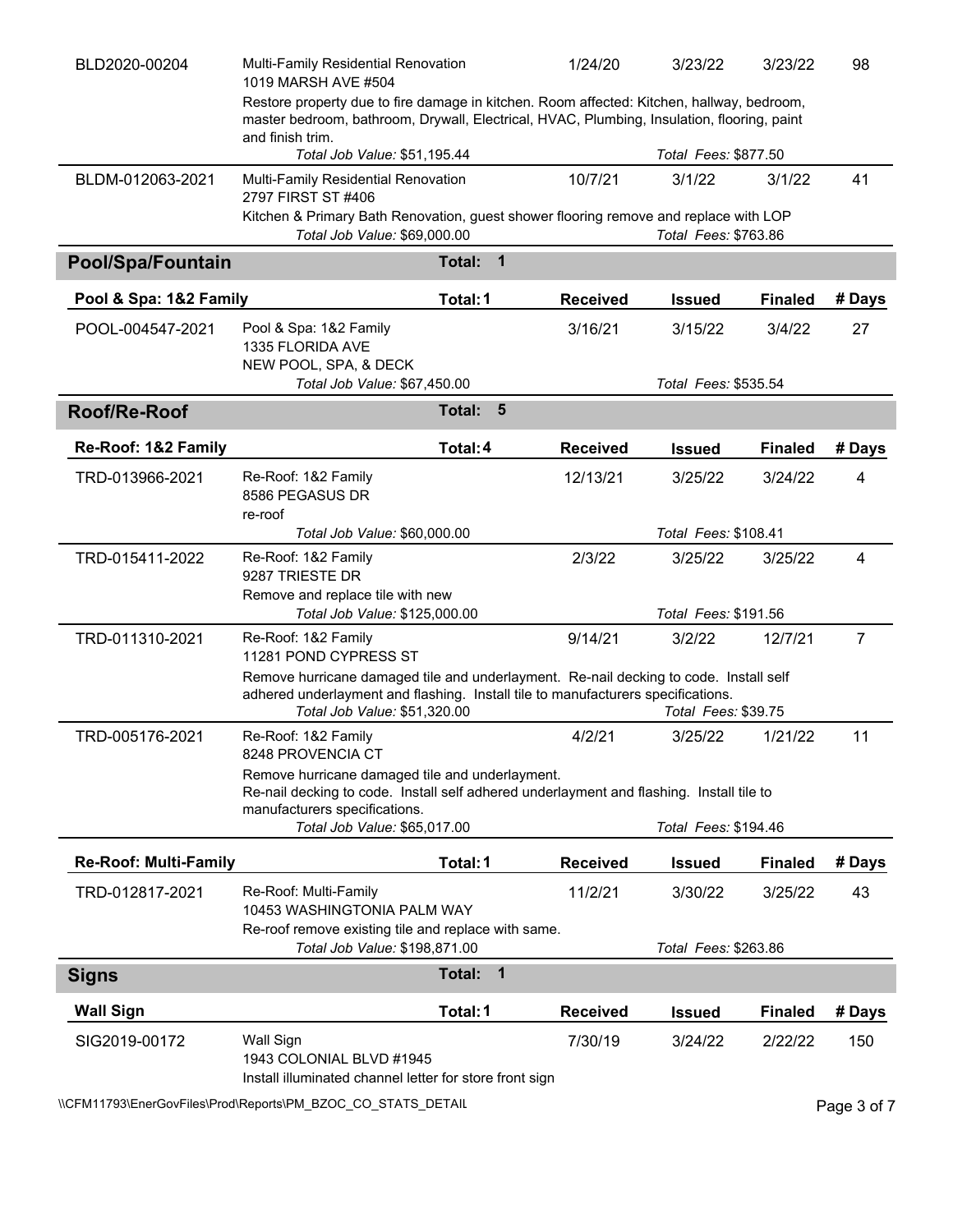| Permit | Type / Address / Description | Received | Issued | Finaled | # Days |
|---|---|---|---|---|---|
| BLD2020-00204 | Multi-Family Residential Renovation<br>1019 MARSH AVE #504<br>Restore property due to fire damage in kitchen. Room affected: Kitchen, hallway, bedroom, master bedroom, bathroom, Drywall, Electrical, HVAC, Plumbing, Insulation, flooring, paint and finish trim.<br>*Total Job Value:* $51,195.44 — *Total Fees:* $877.50 | 1/24/20 | 3/23/22 | 3/23/22 | 98 |
| BLDM-012063-2021 | Multi-Family Residential Renovation<br>2797 FIRST ST #406<br>Kitchen & Primary Bath Renovation, guest shower flooring remove and replace with LOP<br>*Total Job Value:* $69,000.00 — *Total Fees:* $763.86 | 10/7/21 | 3/1/22 | 3/1/22 | 41 |

## Pool/Spa/Fountain — Total: 1

| Pool & Spa: 1&2 Family — Total: 1 | | Received | Issued | Finaled | # Days |
|---|---|---|---|---|---|
| POOL-004547-2021 | Pool & Spa: 1&2 Family<br>1335 FLORIDA AVE<br>NEW POOL, SPA, & DECK<br>*Total Job Value:* $67,450.00 — *Total Fees:* $535.54 | 3/16/21 | 3/15/22 | 3/4/22 | 27 |

## Roof/Re-Roof — Total: 5

| Re-Roof: 1&2 Family — Total: 4 | | Received | Issued | Finaled | # Days |
|---|---|---|---|---|---|
| TRD-013966-2021 | Re-Roof: 1&2 Family<br>8586 PEGASUS DR<br>re-roof<br>*Total Job Value:* $60,000.00 — *Total Fees:* $108.41 | 12/13/21 | 3/25/22 | 3/24/22 | 4 |
| TRD-015411-2022 | Re-Roof: 1&2 Family<br>9287 TRIESTE DR<br>Remove and replace tile with new<br>*Total Job Value:* $125,000.00 — *Total Fees:* $191.56 | 2/3/22 | 3/25/22 | 3/25/22 | 4 |
| TRD-011310-2021 | Re-Roof: 1&2 Family<br>11281 POND CYPRESS ST<br>Remove hurricane damaged tile and underlayment. Re-nail decking to code. Install self adhered underlayment and flashing. Install tile to manufacturers specifications.<br>*Total Job Value:* $51,320.00 — *Total Fees:* $39.75 | 9/14/21 | 3/2/22 | 12/7/21 | 7 |
| TRD-005176-2021 | Re-Roof: 1&2 Family<br>8248 PROVENCIA CT<br>Remove hurricane damaged tile and underlayment. Re-nail decking to code. Install self adhered underlayment and flashing. Install tile to manufacturers specifications.<br>*Total Job Value:* $65,017.00 — *Total Fees:* $194.46 | 4/2/21 | 3/25/22 | 1/21/22 | 11 |

| Re-Roof: Multi-Family — Total: 1 | | Received | Issued | Finaled | # Days |
|---|---|---|---|---|---|
| TRD-012817-2021 | Re-Roof: Multi-Family<br>10453 WASHINGTONIA PALM WAY<br>Re-roof remove existing tile and replace with same.<br>*Total Job Value:* $198,871.00 — *Total Fees:* $263.86 | 11/2/21 | 3/30/22 | 3/25/22 | 43 |

## Signs — Total: 1

| Wall Sign — Total: 1 | | Received | Issued | Finaled | # Days |
|---|---|---|---|---|---|
| SIG2019-00172 | Wall Sign<br>1943 COLONIAL BLVD #1945<br>Install illuminated channel letter for store front sign | 7/30/19 | 3/24/22 | 2/22/22 | 150 |

\\CFM11793\EnerGovFiles\Prod\Reports\PM_BZOC_CO_STATS_DETAIL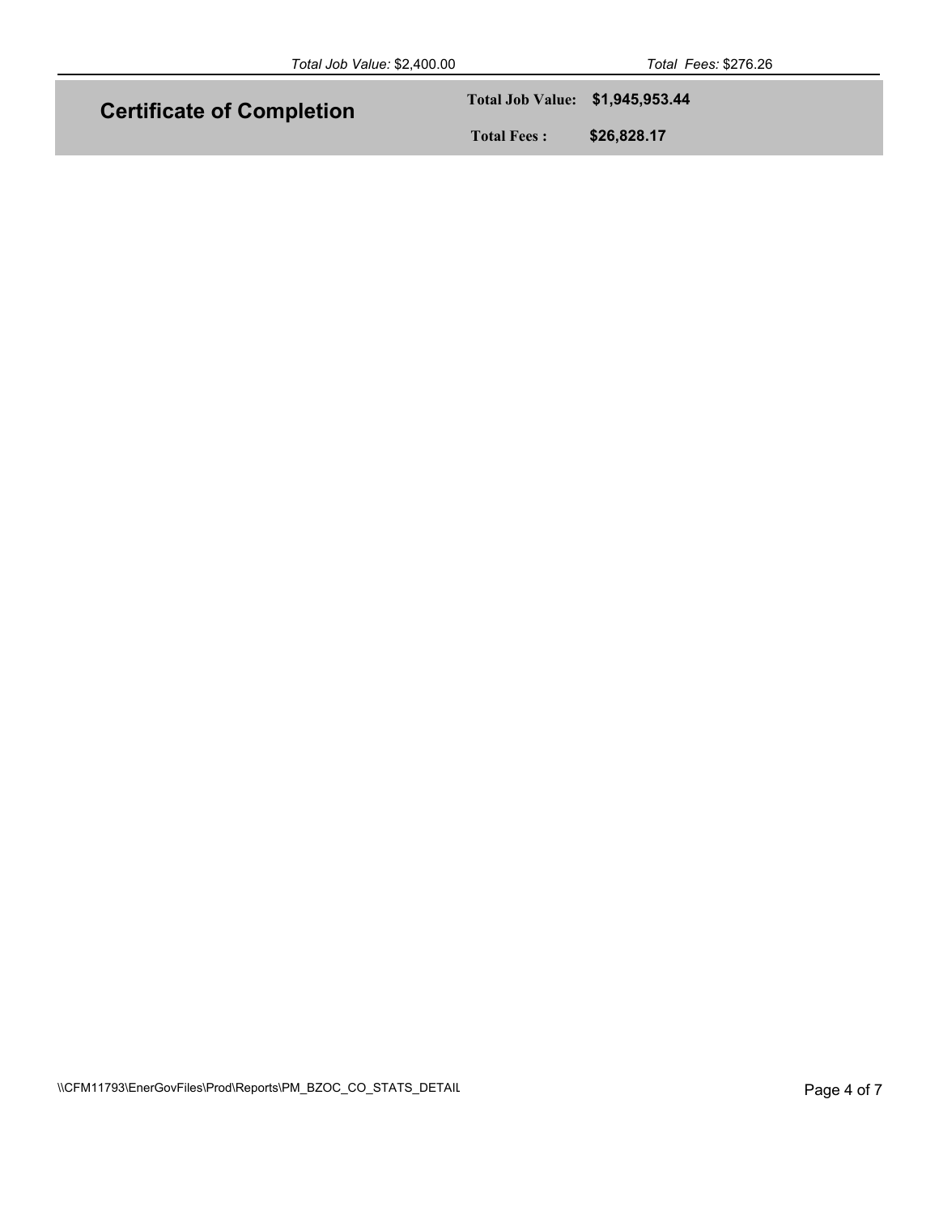*Total Job Value:* $2,400.00 *Total Fees:* $276.26

## Certificate of Completion

**Total Job Value:** **$1,945,953.44**

**Total Fees :** **$26,828.17**

\\CFM11793\EnerGovFiles\Prod\Reports\PM_BZOC_CO_STATS_DETAIL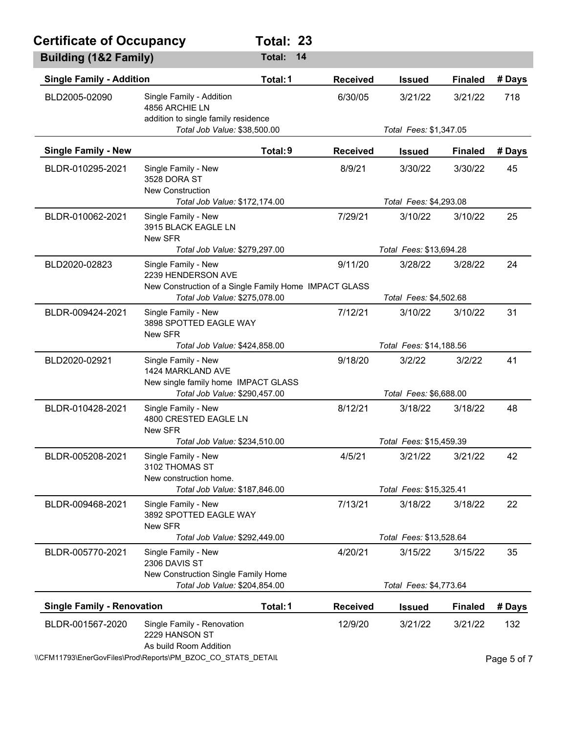# Certificate of Occupancy — Total: 23

## Building (1&2 Family) — Total: 14

### Single Family - Addition — Total: 1

| Permit | Description | Received | Issued | Finaled | # Days |
|---|---|---|---|---|---|
| BLD2005-02090 | Single Family - Addition<br>4856 ARCHIE LN<br>addition to single family residence<br>*Total Job Value:* $38,500.00 | 6/30/05 | 3/21/22<br>*Total Fees:* $1,347.05 | 3/21/22 | 718 |

### Single Family - New — Total: 9

| Permit | Description | Received | Issued | Finaled | # Days |
|---|---|---|---|---|---|
| BLDR-010295-2021 | Single Family - New<br>3528 DORA ST<br>New Construction<br>*Total Job Value:* $172,174.00 | 8/9/21 | 3/30/22<br>*Total Fees:* $4,293.08 | 3/30/22 | 45 |
| BLDR-010062-2021 | Single Family - New<br>3915 BLACK EAGLE LN<br>New SFR<br>*Total Job Value:* $279,297.00 | 7/29/21 | 3/10/22<br>*Total Fees:* $13,694.28 | 3/10/22 | 25 |
| BLD2020-02823 | Single Family - New<br>2239 HENDERSON AVE<br>New Construction of a Single Family Home IMPACT GLASS<br>*Total Job Value:* $275,078.00 | 9/11/20 | 3/28/22<br>*Total Fees:* $4,502.68 | 3/28/22 | 24 |
| BLDR-009424-2021 | Single Family - New<br>3898 SPOTTED EAGLE WAY<br>New SFR<br>*Total Job Value:* $424,858.00 | 7/12/21 | 3/10/22<br>*Total Fees:* $14,188.56 | 3/10/22 | 31 |
| BLD2020-02921 | Single Family - New<br>1424 MARKLAND AVE<br>New single family home IMPACT GLASS<br>*Total Job Value:* $290,457.00 | 9/18/20 | 3/2/22<br>*Total Fees:* $6,688.00 | 3/2/22 | 41 |
| BLDR-010428-2021 | Single Family - New<br>4800 CRESTED EAGLE LN<br>New SFR<br>*Total Job Value:* $234,510.00 | 8/12/21 | 3/18/22<br>*Total Fees:* $15,459.39 | 3/18/22 | 48 |
| BLDR-005208-2021 | Single Family - New<br>3102 THOMAS ST<br>New construction home.<br>*Total Job Value:* $187,846.00 | 4/5/21 | 3/21/22<br>*Total Fees:* $15,325.41 | 3/21/22 | 42 |
| BLDR-009468-2021 | Single Family - New<br>3892 SPOTTED EAGLE WAY<br>New SFR<br>*Total Job Value:* $292,449.00 | 7/13/21 | 3/18/22<br>*Total Fees:* $13,528.64 | 3/18/22 | 22 |
| BLDR-005770-2021 | Single Family - New<br>2306 DAVIS ST<br>New Construction Single Family Home<br>*Total Job Value:* $204,854.00 | 4/20/21 | 3/15/22<br>*Total Fees:* $4,773.64 | 3/15/22 | 35 |

### Single Family - Renovation — Total: 1

| Permit | Description | Received | Issued | Finaled | # Days |
|---|---|---|---|---|---|
| BLDR-001567-2020 | Single Family - Renovation<br>2229 HANSON ST<br>As build Room Addition | 12/9/20 | 3/21/22 | 3/21/22 | 132 |

\\CFM11793\EnerGovFiles\Prod\Reports\PM_BZOC_CO_STATS_DETAIL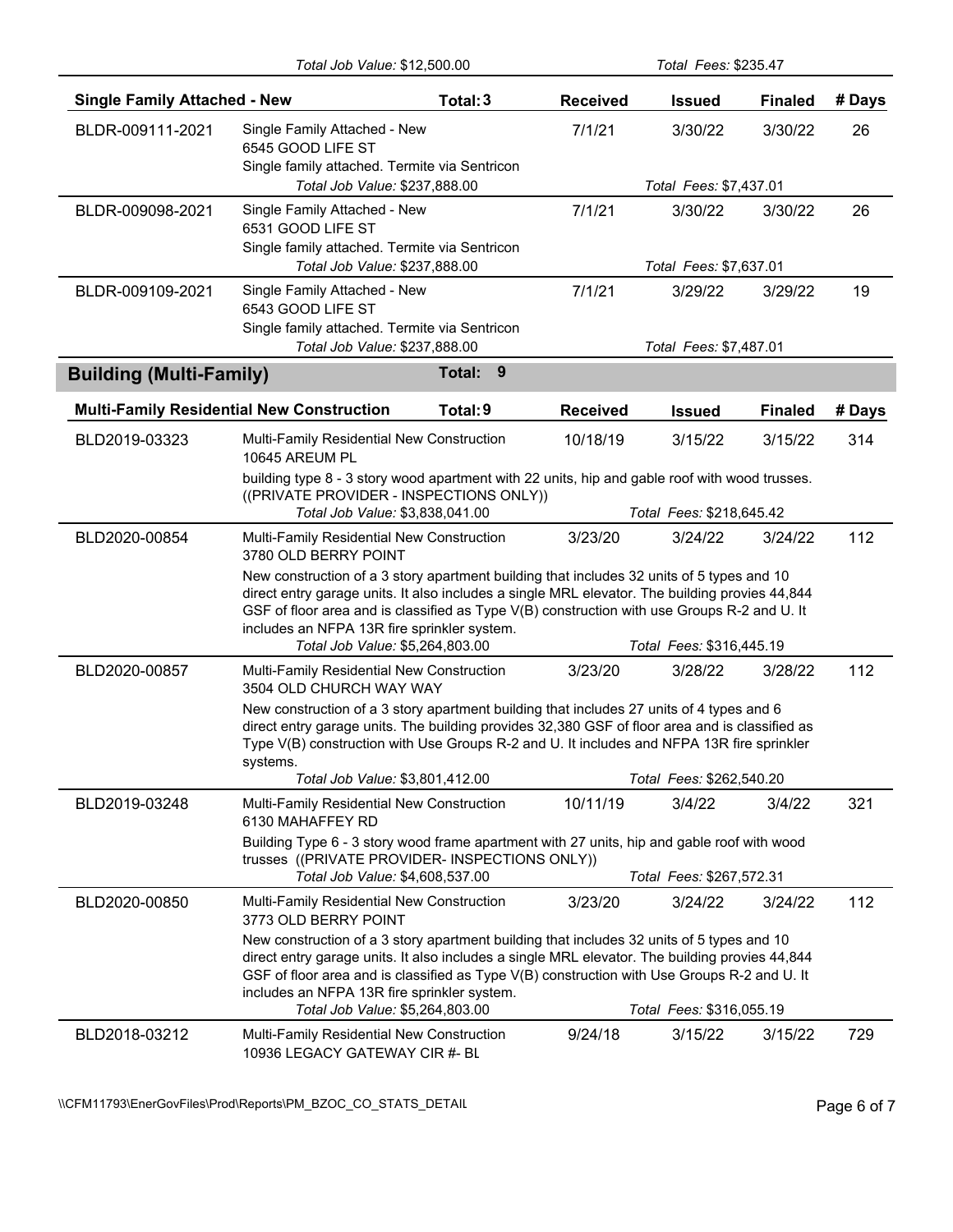*Total Job Value:* $12,500.00 *Total Fees:* $235.47

| Single Family Attached - New | | Total: 3 | Received | Issued | Finaled | # Days |
|---|---|---|---|---|---|---|
| BLDR-009111-2021 | Single Family Attached - New<br>6545 GOOD LIFE ST<br>Single family attached. Termite via Sentricon<br>*Total Job Value:* $237,888.00 *Total Fees:* $7,437.01 | | 7/1/21 | 3/30/22 | 3/30/22 | 26 |
| BLDR-009098-2021 | Single Family Attached - New<br>6531 GOOD LIFE ST<br>Single family attached. Termite via Sentricon<br>*Total Job Value:* $237,888.00 *Total Fees:* $7,637.01 | | 7/1/21 | 3/30/22 | 3/30/22 | 26 |
| BLDR-009109-2021 | Single Family Attached - New<br>6543 GOOD LIFE ST<br>Single family attached. Termite via Sentricon<br>*Total Job Value:* $237,888.00 *Total Fees:* $7,487.01 | | 7/1/21 | 3/29/22 | 3/29/22 | 19 |

## Building (Multi-Family) Total: 9

| Multi-Family Residential New Construction | | Total: 9 | Received | Issued | Finaled | # Days |
|---|---|---|---|---|---|---|
| BLD2019-03323 | Multi-Family Residential New Construction<br>10645 AREUM PL<br>building type 8 - 3 story wood apartment with 22 units, hip and gable roof with wood trusses. ((PRIVATE PROVIDER - INSPECTIONS ONLY))<br>*Total Job Value:* $3,838,041.00 *Total Fees:* $218,645.42 | | 10/18/19 | 3/15/22 | 3/15/22 | 314 |
| BLD2020-00854 | Multi-Family Residential New Construction<br>3780 OLD BERRY POINT<br>New construction of a 3 story apartment building that includes 32 units of 5 types and 10 direct entry garage units. It also includes a single MRL elevator. The building provies 44,844 GSF of floor area and is classified as Type V(B) construction with use Groups R-2 and U. It includes an NFPA 13R fire sprinkler system.<br>*Total Job Value:* $5,264,803.00 *Total Fees:* $316,445.19 | | 3/23/20 | 3/24/22 | 3/24/22 | 112 |
| BLD2020-00857 | Multi-Family Residential New Construction<br>3504 OLD CHURCH WAY WAY<br>New construction of a 3 story apartment building that includes 27 units of 4 types and 6 direct entry garage units. The building provides 32,380 GSF of floor area and is classified as Type V(B) construction with Use Groups R-2 and U. It includes and NFPA 13R fire sprinkler systems.<br>*Total Job Value:* $3,801,412.00 *Total Fees:* $262,540.20 | | 3/23/20 | 3/28/22 | 3/28/22 | 112 |
| BLD2019-03248 | Multi-Family Residential New Construction<br>6130 MAHAFFEY RD<br>Building Type 6 - 3 story wood frame apartment with 27 units, hip and gable roof with wood trusses ((PRIVATE PROVIDER- INSPECTIONS ONLY))<br>*Total Job Value:* $4,608,537.00 *Total Fees:* $267,572.31 | | 10/11/19 | 3/4/22 | 3/4/22 | 321 |
| BLD2020-00850 | Multi-Family Residential New Construction<br>3773 OLD BERRY POINT<br>New construction of a 3 story apartment building that includes 32 units of 5 types and 10 direct entry garage units. It also includes a single MRL elevator. The building provies 44,844 GSF of floor area and is classified as Type V(B) construction with Use Groups R-2 and U. It includes an NFPA 13R fire sprinkler system.<br>*Total Job Value:* $5,264,803.00 *Total Fees:* $316,055.19 | | 3/23/20 | 3/24/22 | 3/24/22 | 112 |
| BLD2018-03212 | Multi-Family Residential New Construction<br>10936 LEGACY GATEWAY CIR #- BL | | 9/24/18 | 3/15/22 | 3/15/22 | 729 |

\\CFM11793\EnerGovFiles\Prod\Reports\PM_BZOC_CO_STATS_DETAIL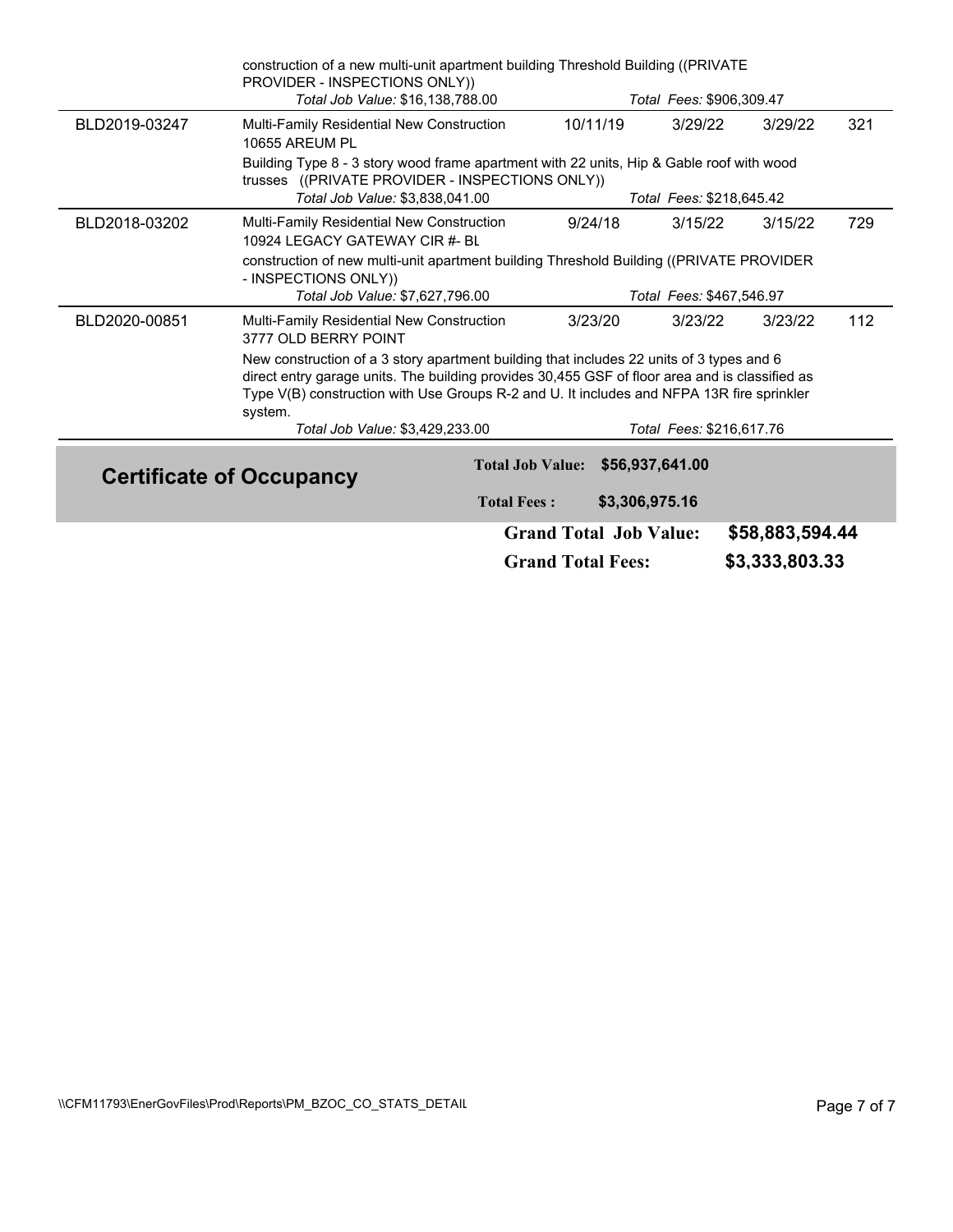| | | | | | |
|---|---|---|---|---|---|
| | construction of a new multi-unit apartment building Threshold Building ((PRIVATE PROVIDER - INSPECTIONS ONLY)) | | | | |
| | *Total Job Value:* $16,138,788.00 | *Total Fees:* $906,309.47 | | | |
| BLD2019-03247 | Multi-Family Residential New Construction 10655 AREUM PL | 10/11/19 | 3/29/22 | 3/29/22 | 321 |
| | Building Type 8 - 3 story wood frame apartment with 22 units, Hip & Gable roof with wood trusses ((PRIVATE PROVIDER - INSPECTIONS ONLY)) | | | | |
| | *Total Job Value:* $3,838,041.00 | *Total Fees:* $218,645.42 | | | |
| BLD2018-03202 | Multi-Family Residential New Construction 10924 LEGACY GATEWAY CIR #- BL | 9/24/18 | 3/15/22 | 3/15/22 | 729 |
| | construction of new multi-unit apartment building Threshold Building ((PRIVATE PROVIDER - INSPECTIONS ONLY)) | | | | |
| | *Total Job Value:* $7,627,796.00 | *Total Fees:* $467,546.97 | | | |
| BLD2020-00851 | Multi-Family Residential New Construction 3777 OLD BERRY POINT | 3/23/20 | 3/23/22 | 3/23/22 | 112 |
| | New construction of a 3 story apartment building that includes 22 units of 3 types and 6 direct entry garage units. The building provides 30,455 GSF of floor area and is classified as Type V(B) construction with Use Groups R-2 and U. It includes and NFPA 13R fire sprinkler system. | | | | |
| | *Total Job Value:* $3,429,233.00 | *Total Fees:* $216,617.76 | | | |

## Certificate of Occupancy

**Total Job Value:** **$56,937,641.00**

**Total Fees :** **$3,306,975.16**

**Grand Total Job Value:** **$58,883,594.44**

**Grand Total Fees:** **$3,333,803.33**

\\CFM11793\EnerGovFiles\Prod\Reports\PM_BZOC_CO_STATS_DETAIL